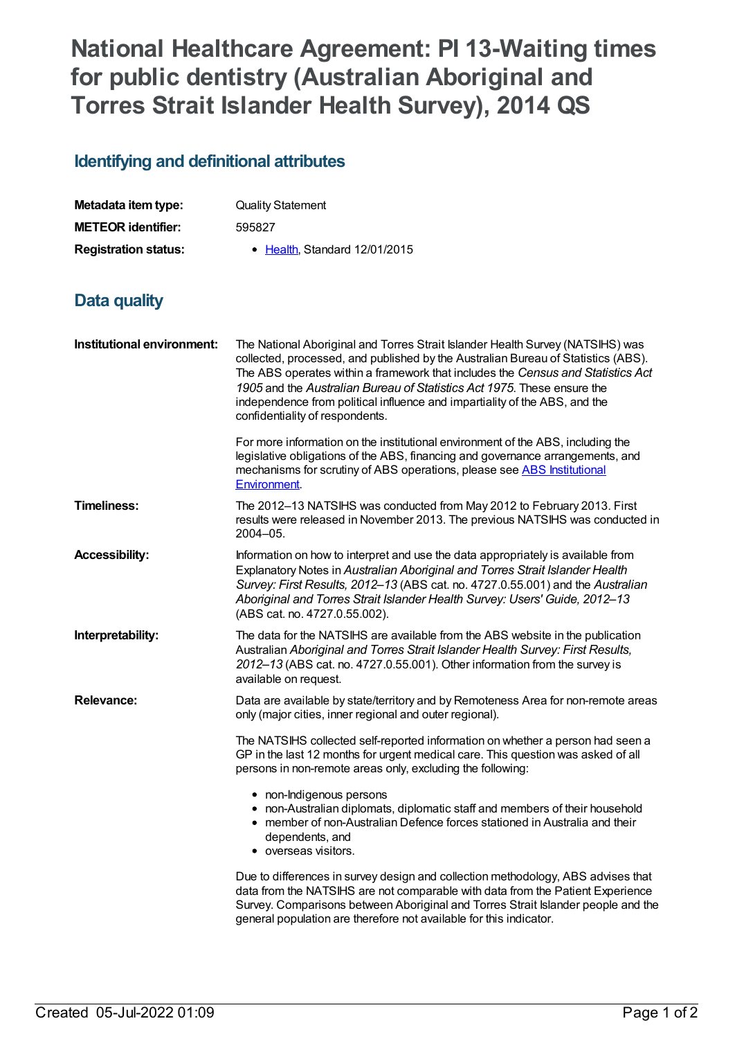# National Healthcare Agreement: PI 13-Waiting times for public dentistry (Australian Aboriginal and Torres Strait Islander Health Survey), 2014 QS

## Identifying and definitional attributes

| | |
|---|---|
| **Metadata item type:** | Quality Statement |
| **METEOR identifier:** | 595827 |
| **Registration status:** | • Health, Standard 12/01/2015 |

## Data quality

**Institutional environment:**

The National Aboriginal and Torres Strait Islander Health Survey (NATSIHS) was collected, processed, and published by the Australian Bureau of Statistics (ABS). The ABS operates within a framework that includes the *Census and Statistics Act 1905* and the *Australian Bureau of Statistics Act 1975*. These ensure the independence from political influence and impartiality of the ABS, and the confidentiality of respondents.

For more information on the institutional environment of the ABS, including the legislative obligations of the ABS, financing and governance arrangements, and mechanisms for scrutiny of ABS operations, please see ABS Institutional Environment.

**Timeliness:**

The 2012–13 NATSIHS was conducted from May 2012 to February 2013. First results were released in November 2013. The previous NATSIHS was conducted in 2004–05.

**Accessibility:**

Information on how to interpret and use the data appropriately is available from Explanatory Notes in *Australian Aboriginal and Torres Strait Islander Health Survey: First Results, 2012–13* (ABS cat. no. 4727.0.55.001) and the *Australian Aboriginal and Torres Strait Islander Health Survey: Users' Guide, 2012–13* (ABS cat. no. 4727.0.55.002).

**Interpretability:**

The data for the NATSIHS are available from the ABS website in the publication Australian *Aboriginal and Torres Strait Islander Health Survey: First Results, 2012–13* (ABS cat. no. 4727.0.55.001). Other information from the survey is available on request.

**Relevance:**

Data are available by state/territory and by Remoteness Area for non-remote areas only (major cities, inner regional and outer regional).

The NATSIHS collected self-reported information on whether a person had seen a GP in the last 12 months for urgent medical care. This question was asked of all persons in non-remote areas only, excluding the following:

- non-Indigenous persons
- non-Australian diplomats, diplomatic staff and members of their household
- member of non-Australian Defence forces stationed in Australia and their dependents, and
- overseas visitors.

Due to differences in survey design and collection methodology, ABS advises that data from the NATSIHS are not comparable with data from the Patient Experience Survey. Comparisons between Aboriginal and Torres Strait Islander people and the general population are therefore not available for this indicator.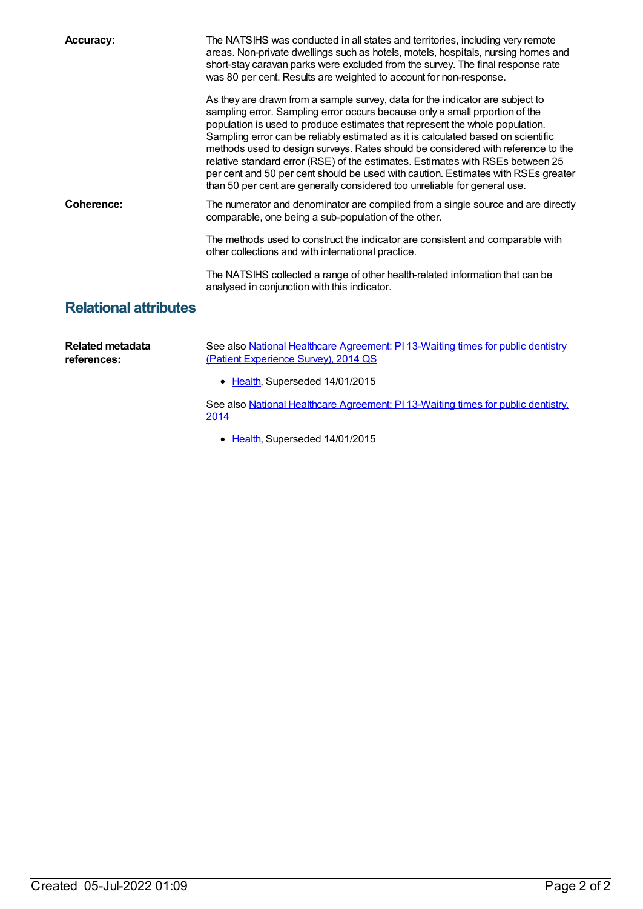**Accuracy:**

The NATSIHS was conducted in all states and territories, including very remote areas. Non-private dwellings such as hotels, motels, hospitals, nursing homes and short-stay caravan parks were excluded from the survey. The final response rate was 80 per cent. Results are weighted to account for non-response.

As they are drawn from a sample survey, data for the indicator are subject to sampling error. Sampling error occurs because only a small prportion of the population is used to produce estimates that represent the whole population. Sampling error can be reliably estimated as it is calculated based on scientific methods used to design surveys. Rates should be considered with reference to the relative standard error (RSE) of the estimates. Estimates with RSEs between 25 per cent and 50 per cent should be used with caution. Estimates with RSEs greater than 50 per cent are generally considered too unreliable for general use.

**Coherence:**

The numerator and denominator are compiled from a single source and are directly comparable, one being a sub-population of the other.

The methods used to construct the indicator are consistent and comparable with other collections and with international practice.

The NATSIHS collected a range of other health-related information that can be analysed in conjunction with this indicator.

## Relational attributes

**Related metadata references:**

See also National Healthcare Agreement: PI 13-Waiting times for public dentistry (Patient Experience Survey), 2014 QS

- Health, Superseded 14/01/2015

See also National Healthcare Agreement: PI 13-Waiting times for public dentistry, 2014

- Health, Superseded 14/01/2015